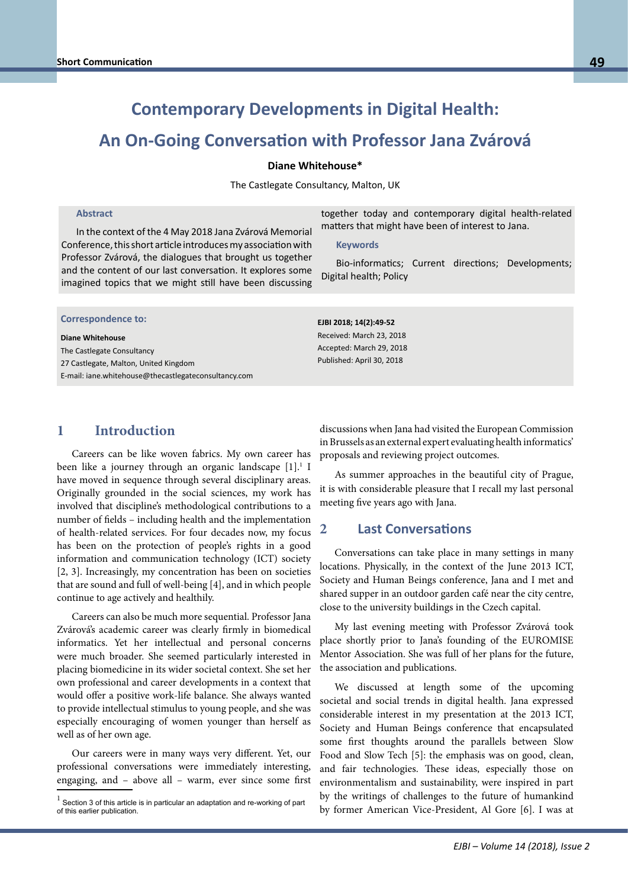# Contemporary Developments in Digital Health: An On-Going Conversation with Professor Jana Zvárová

**Diane Whitehouse***

The Castlegate Consultancy, Malton, UK

### Abstract

In the context of the 4 May 2018 Jana Zvárová Memorial Conference, this short article introduces my association with Professor Zvárová, the dialogues that brought us together and the content of our last conversation. It explores some imagined topics that we might still have been discussing together today and contemporary digital health-related matters that might have been of interest to Jana.

### Keywords

Bio-informatics; Current directions; Developments; Digital health; Policy

**Correspondence to:**

**Diane Whitehouse**
The Castlegate Consultancy
27 Castlegate, Malton, United Kingdom
E-mail: iane.whitehouse@thecastlegateconsultancy.com

**EJBI 2018; 14(2):49-52**
Received: March 23, 2018
Accepted: March 29, 2018
Published: April 30, 2018

## 1 Introduction

Careers can be like woven fabrics. My own career has been like a journey through an organic landscape [1].[1] I have moved in sequence through several disciplinary areas. Originally grounded in the social sciences, my work has involved that discipline's methodological contributions to a number of fields – including health and the implementation of health-related services. For four decades now, my focus has been on the protection of people's rights in a good information and communication technology (ICT) society [2, 3]. Increasingly, my concentration has been on societies that are sound and full of well-being [4], and in which people continue to age actively and healthily.

Careers can also be much more sequential. Professor Jana Zvárová's academic career was clearly firmly in biomedical informatics. Yet her intellectual and personal concerns were much broader. She seemed particularly interested in placing biomedicine in its wider societal context. She set her own professional and career developments in a context that would offer a positive work-life balance. She always wanted to provide intellectual stimulus to young people, and she was especially encouraging of women younger than herself as well as of her own age.

Our careers were in many ways very different. Yet, our professional conversations were immediately interesting, engaging, and – above all – warm, ever since some first discussions when Jana had visited the European Commission in Brussels as an external expert evaluating health informatics' proposals and reviewing project outcomes.

As summer approaches in the beautiful city of Prague, it is with considerable pleasure that I recall my last personal meeting five years ago with Jana.

## 2 Last Conversations

Conversations can take place in many settings in many locations. Physically, in the context of the June 2013 ICT, Society and Human Beings conference, Jana and I met and shared supper in an outdoor garden café near the city centre, close to the university buildings in the Czech capital.

My last evening meeting with Professor Zvárová took place shortly prior to Jana's founding of the EUROMISE Mentor Association. She was full of her plans for the future, the association and publications.

We discussed at length some of the upcoming societal and social trends in digital health. Jana expressed considerable interest in my presentation at the 2013 ICT, Society and Human Beings conference that encapsulated some first thoughts around the parallels between Slow Food and Slow Tech [5]: the emphasis was on good, clean, and fair technologies. These ideas, especially those on environmentalism and sustainability, were inspired in part by the writings of challenges to the future of humankind by former American Vice-President, Al Gore [6]. I was at

[1] Section 3 of this article is in particular an adaptation and re-working of part of this earlier publication.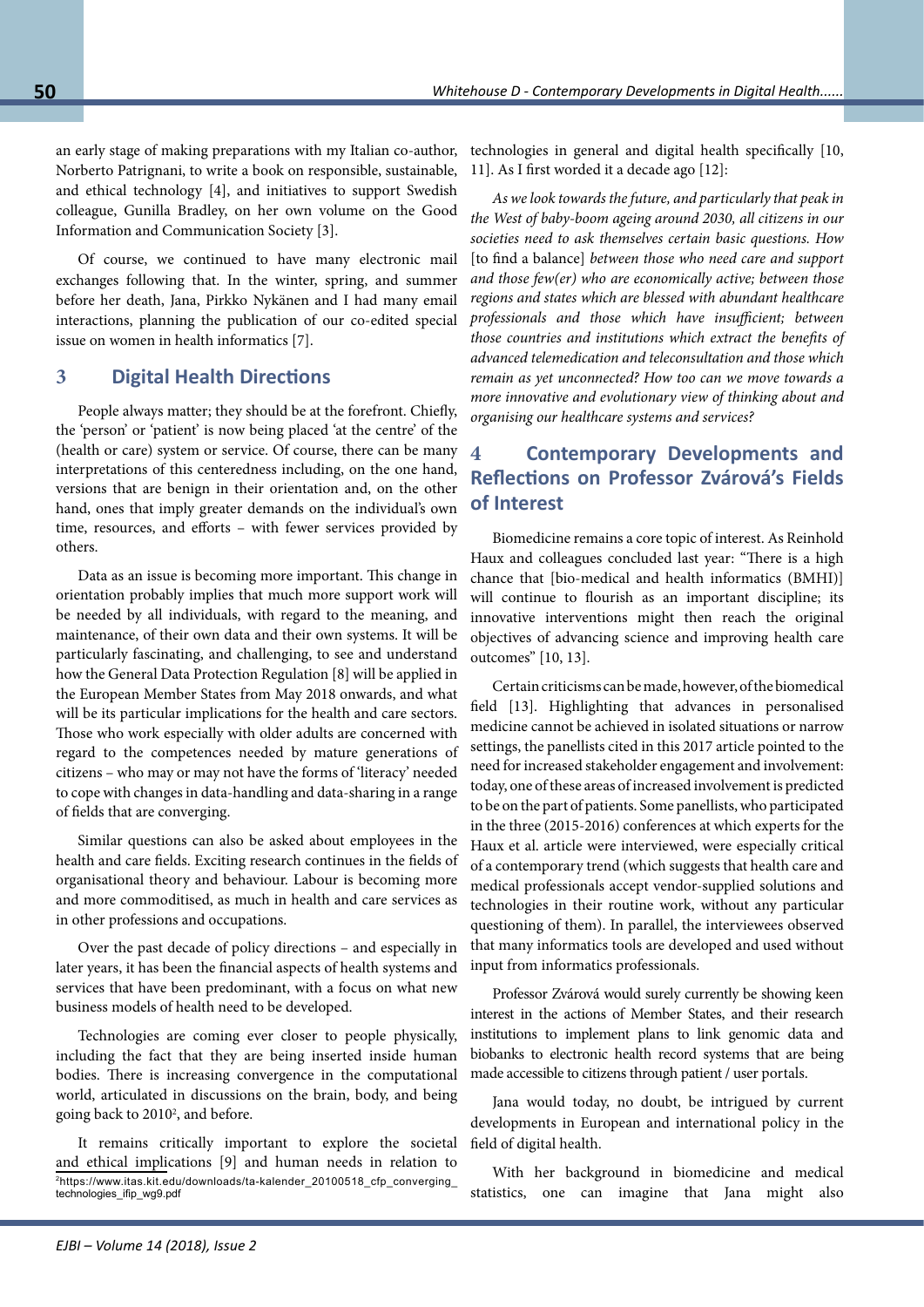an early stage of making preparations with my Italian co-author, Norberto Patrignani, to write a book on responsible, sustainable, and ethical technology [4], and initiatives to support Swedish colleague, Gunilla Bradley, on her own volume on the Good Information and Communication Society [3].

Of course, we continued to have many electronic mail exchanges following that. In the winter, spring, and summer before her death, Jana, Pirkko Nykänen and I had many email interactions, planning the publication of our co-edited special issue on women in health informatics [7].

## 3 Digital Health Directions

People always matter; they should be at the forefront. Chiefly, the 'person' or 'patient' is now being placed 'at the centre' of the (health or care) system or service. Of course, there can be many interpretations of this centeredness including, on the one hand, versions that are benign in their orientation and, on the other hand, ones that imply greater demands on the individual's own time, resources, and efforts – with fewer services provided by others.

Data as an issue is becoming more important. This change in orientation probably implies that much more support work will be needed by all individuals, with regard to the meaning, and maintenance, of their own data and their own systems. It will be particularly fascinating, and challenging, to see and understand how the General Data Protection Regulation [8] will be applied in the European Member States from May 2018 onwards, and what will be its particular implications for the health and care sectors. Those who work especially with older adults are concerned with regard to the competences needed by mature generations of citizens – who may or may not have the forms of 'literacy' needed to cope with changes in data-handling and data-sharing in a range of fields that are converging.

Similar questions can also be asked about employees in the health and care fields. Exciting research continues in the fields of organisational theory and behaviour. Labour is becoming more and more commoditised, as much in health and care services as in other professions and occupations.

Over the past decade of policy directions – and especially in later years, it has been the financial aspects of health systems and services that have been predominant, with a focus on what new business models of health need to be developed.

Technologies are coming ever closer to people physically, including the fact that they are being inserted inside human bodies. There is increasing convergence in the computational world, articulated in discussions on the brain, body, and being going back to 2010[2], and before.

It remains critically important to explore the societal and ethical implications [9] and human needs in relation to technologies in general and digital health specifically [10, 11]. As I first worded it a decade ago [12]:

*As we look towards the future, and particularly that peak in the West of baby-boom ageing around 2030, all citizens in our societies need to ask themselves certain basic questions. How* [to find a balance] *between those who need care and support and those few(er) who are economically active; between those regions and states which are blessed with abundant healthcare professionals and those which have insufficient; between those countries and institutions which extract the benefits of advanced telemedication and teleconsultation and those which remain as yet unconnected? How too can we move towards a more innovative and evolutionary view of thinking about and organising our healthcare systems and services?*

## 4 Contemporary Developments and Reflections on Professor Zvárová's Fields of Interest

Biomedicine remains a core topic of interest. As Reinhold Haux and colleagues concluded last year: "There is a high chance that [bio-medical and health informatics (BMHI)] will continue to flourish as an important discipline; its innovative interventions might then reach the original objectives of advancing science and improving health care outcomes" [10, 13].

Certain criticisms can be made, however, of the biomedical field [13]. Highlighting that advances in personalised medicine cannot be achieved in isolated situations or narrow settings, the panellists cited in this 2017 article pointed to the need for increased stakeholder engagement and involvement: today, one of these areas of increased involvement is predicted to be on the part of patients. Some panellists, who participated in the three (2015-2016) conferences at which experts for the Haux et al. article were interviewed, were especially critical of a contemporary trend (which suggests that health care and medical professionals accept vendor-supplied solutions and technologies in their routine work, without any particular questioning of them). In parallel, the interviewees observed that many informatics tools are developed and used without input from informatics professionals.

Professor Zvárová would surely currently be showing keen interest in the actions of Member States, and their research institutions to implement plans to link genomic data and biobanks to electronic health record systems that are being made accessible to citizens through patient / user portals.

Jana would today, no doubt, be intrigued by current developments in European and international policy in the field of digital health.

With her background in biomedicine and medical statistics, one can imagine that Jana might also

[2] https://www.itas.kit.edu/downloads/ta-kalender_20100518_cfp_converging_technologies_ifip_wg9.pdf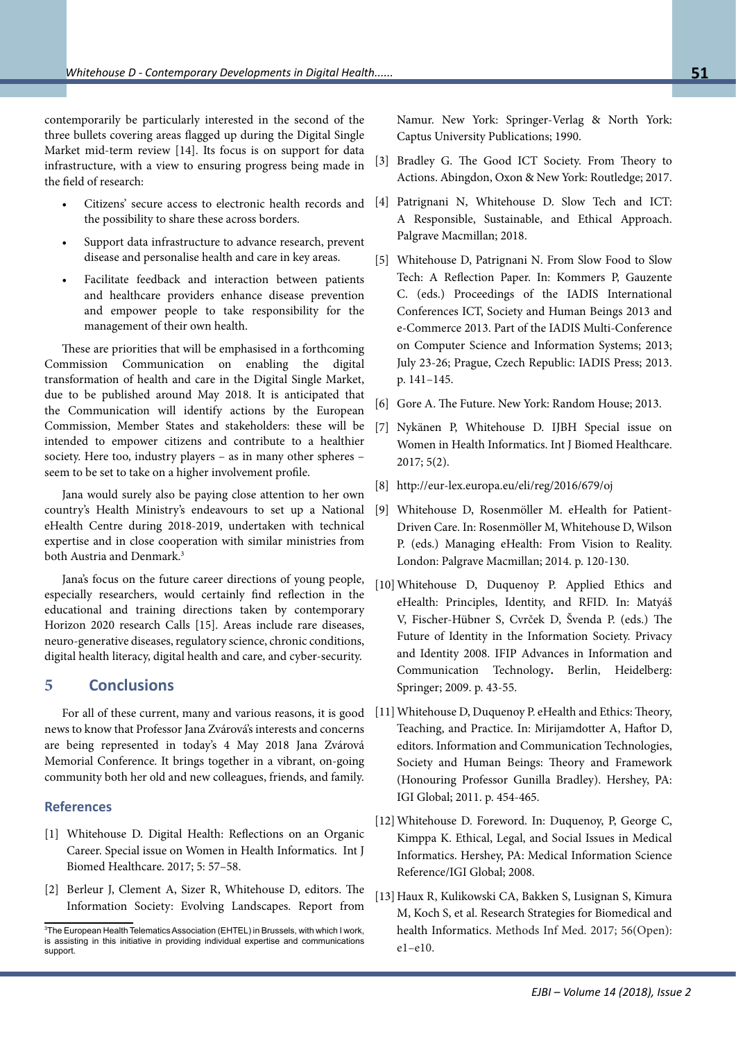contemporarily be particularly interested in the second of the three bullets covering areas flagged up during the Digital Single Market mid-term review [14]. Its focus is on support for data infrastructure, with a view to ensuring progress being made in the field of research:

- Citizens' secure access to electronic health records and the possibility to share these across borders.
- Support data infrastructure to advance research, prevent disease and personalise health and care in key areas.
- Facilitate feedback and interaction between patients and healthcare providers enhance disease prevention and empower people to take responsibility for the management of their own health.

These are priorities that will be emphasised in a forthcoming Commission Communication on enabling the digital transformation of health and care in the Digital Single Market, due to be published around May 2018. It is anticipated that the Communication will identify actions by the European Commission, Member States and stakeholders: these will be intended to empower citizens and contribute to a healthier society. Here too, industry players – as in many other spheres – seem to be set to take on a higher involvement profile.

Jana would surely also be paying close attention to her own country's Health Ministry's endeavours to set up a National eHealth Centre during 2018-2019, undertaken with technical expertise and in close cooperation with similar ministries from both Austria and Denmark.[3]

Jana's focus on the future career directions of young people, especially researchers, would certainly find reflection in the educational and training directions taken by contemporary Horizon 2020 research Calls [15]. Areas include rare diseases, neuro-generative diseases, regulatory science, chronic conditions, digital health literacy, digital health and care, and cyber-security.

## 5 Conclusions

For all of these current, many and various reasons, it is good news to know that Professor Jana Zvárová's interests and concerns are being represented in today's 4 May 2018 Jana Zvárová Memorial Conference. It brings together in a vibrant, on-going community both her old and new colleagues, friends, and family.

### References

[1] Whitehouse D. Digital Health: Reflections on an Organic Career. Special issue on Women in Health Informatics. Int J Biomed Healthcare. 2017; 5: 57–58.

[2] Berleur J, Clement A, Sizer R, Whitehouse D, editors. The Information Society: Evolving Landscapes. Report from Namur. New York: Springer-Verlag & North York: Captus University Publications; 1990.

[3] Bradley G. The Good ICT Society. From Theory to Actions. Abingdon, Oxon & New York: Routledge; 2017.

[4] Patrignani N, Whitehouse D. Slow Tech and ICT: A Responsible, Sustainable, and Ethical Approach. Palgrave Macmillan; 2018.

[5] Whitehouse D, Patrignani N. From Slow Food to Slow Tech: A Reflection Paper. In: Kommers P, Gauzente C. (eds.) Proceedings of the IADIS International Conferences ICT, Society and Human Beings 2013 and e-Commerce 2013. Part of the IADIS Multi-Conference on Computer Science and Information Systems; 2013; July 23-26; Prague, Czech Republic: IADIS Press; 2013. p. 141–145.

[6] Gore A. The Future. New York: Random House; 2013.

[7] Nykänen P, Whitehouse D. IJBH Special issue on Women in Health Informatics. Int J Biomed Healthcare. 2017; 5(2).

[8] http://eur-lex.europa.eu/eli/reg/2016/679/oj

[9] Whitehouse D, Rosenmöller M. eHealth for Patient-Driven Care. In: Rosenmöller M, Whitehouse D, Wilson P. (eds.) Managing eHealth: From Vision to Reality. London: Palgrave Macmillan; 2014. p. 120-130.

[10] Whitehouse D, Duquenoy P. Applied Ethics and eHealth: Principles, Identity, and RFID. In: Matyáš V, Fischer-Hübner S, Cvrček D, Švenda P. (eds.) The Future of Identity in the Information Society. Privacy and Identity 2008. IFIP Advances in Information and Communication Technology. Berlin, Heidelberg: Springer; 2009. p. 43-55.

[11] Whitehouse D, Duquenoy P. eHealth and Ethics: Theory, Teaching, and Practice. In: Mirijamdotter A, Haftor D, editors. Information and Communication Technologies, Society and Human Beings: Theory and Framework (Honouring Professor Gunilla Bradley). Hershey, PA: IGI Global; 2011. p. 454-465.

[12] Whitehouse D. Foreword. In: Duquenoy, P, George C, Kimppa K. Ethical, Legal, and Social Issues in Medical Informatics. Hershey, PA: Medical Information Science Reference/IGI Global; 2008.

[13] Haux R, Kulikowski CA, Bakken S, Lusignan S, Kimura M, Koch S, et al. Research Strategies for Biomedical and health Informatics. Methods Inf Med. 2017; 56(Open): e1–e10.

[3] The European Health Telematics Association (EHTEL) in Brussels, with which I work, is assisting in this initiative in providing individual expertise and communications support.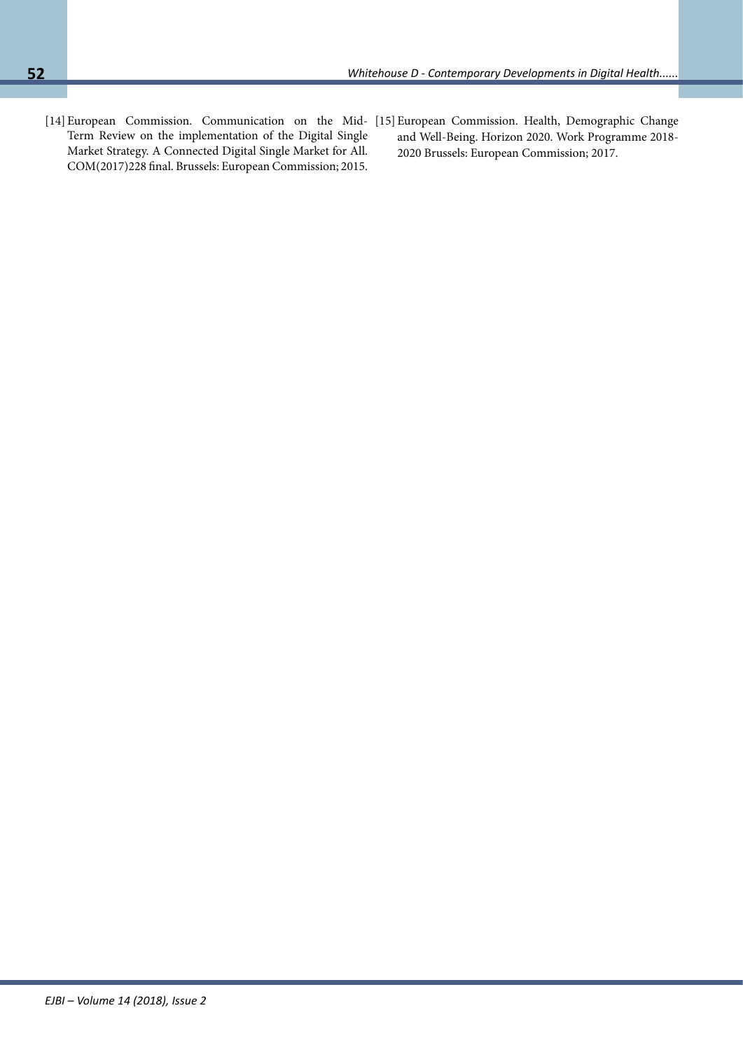[14] European Commission. Communication on the Mid-Term Review on the implementation of the Digital Single Market Strategy. A Connected Digital Single Market for All. COM(2017)228 final. Brussels: European Commission; 2015.

[15] European Commission. Health, Demographic Change and Well-Being. Horizon 2020. Work Programme 2018-2020 Brussels: European Commission; 2017.